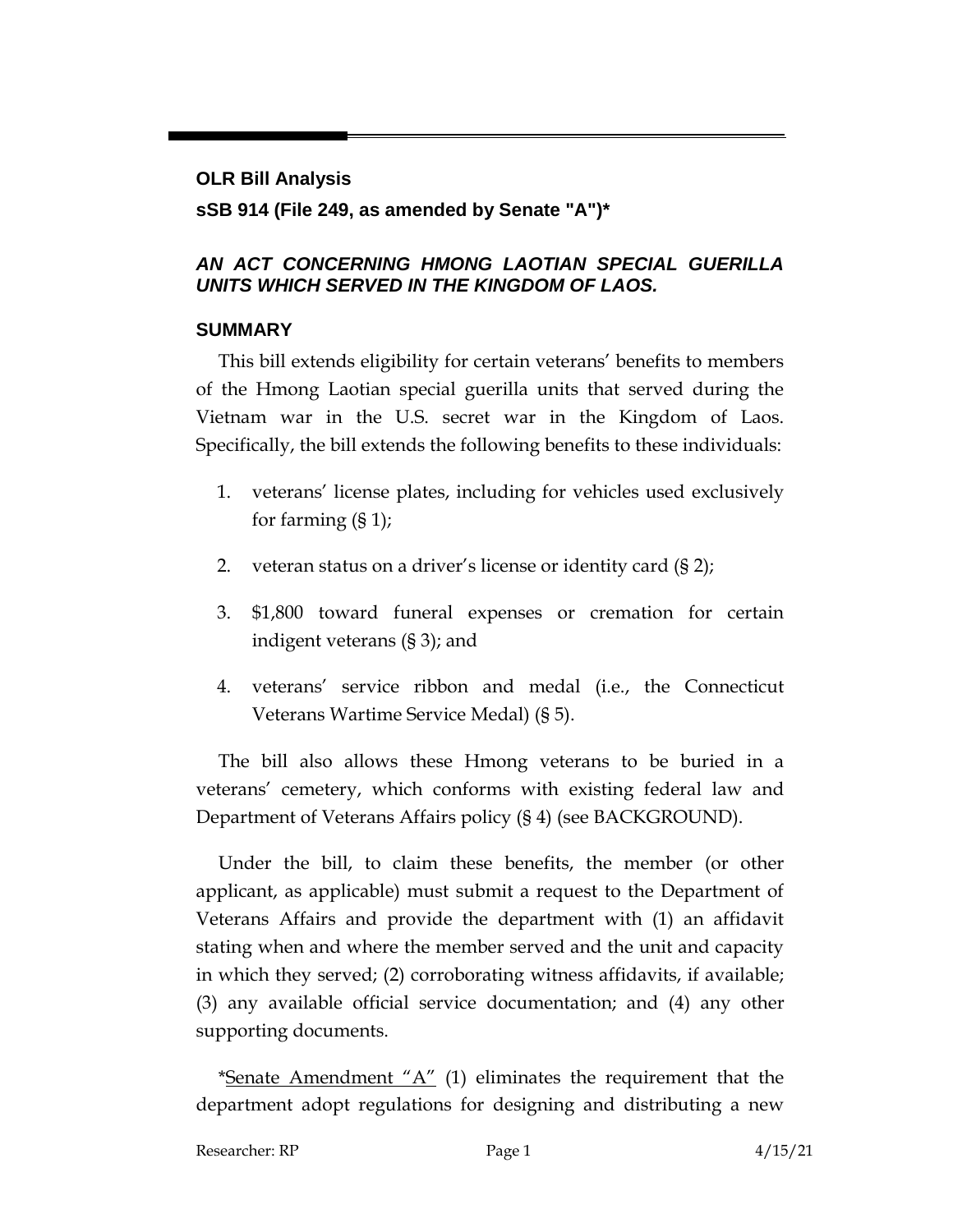**OLR Bill Analysis**

**sSB 914 (File 249, as amended by Senate "A")***

## *AN ACT CONCERNING HMONG LAOTIAN SPECIAL GUERILLA UNITS WHICH SERVED IN THE KINGDOM OF LAOS.*

## SUMMARY

This bill extends eligibility for certain veterans' benefits to members of the Hmong Laotian special guerilla units that served during the Vietnam war in the U.S. secret war in the Kingdom of Laos. Specifically, the bill extends the following benefits to these individuals:

1. veterans' license plates, including for vehicles used exclusively for farming (§ 1);
2. veteran status on a driver's license or identity card (§ 2);
3. $1,800 toward funeral expenses or cremation for certain indigent veterans (§ 3); and
4. veterans' service ribbon and medal (i.e., the Connecticut Veterans Wartime Service Medal) (§ 5).

The bill also allows these Hmong veterans to be buried in a veterans' cemetery, which conforms with existing federal law and Department of Veterans Affairs policy (§ 4) (see BACKGROUND).

Under the bill, to claim these benefits, the member (or other applicant, as applicable) must submit a request to the Department of Veterans Affairs and provide the department with (1) an affidavit stating when and where the member served and the unit and capacity in which they served; (2) corroborating witness affidavits, if available; (3) any available official service documentation; and (4) any other supporting documents.

*<u>Senate Amendment "A"</u> (1) eliminates the requirement that the department adopt regulations for designing and distributing a new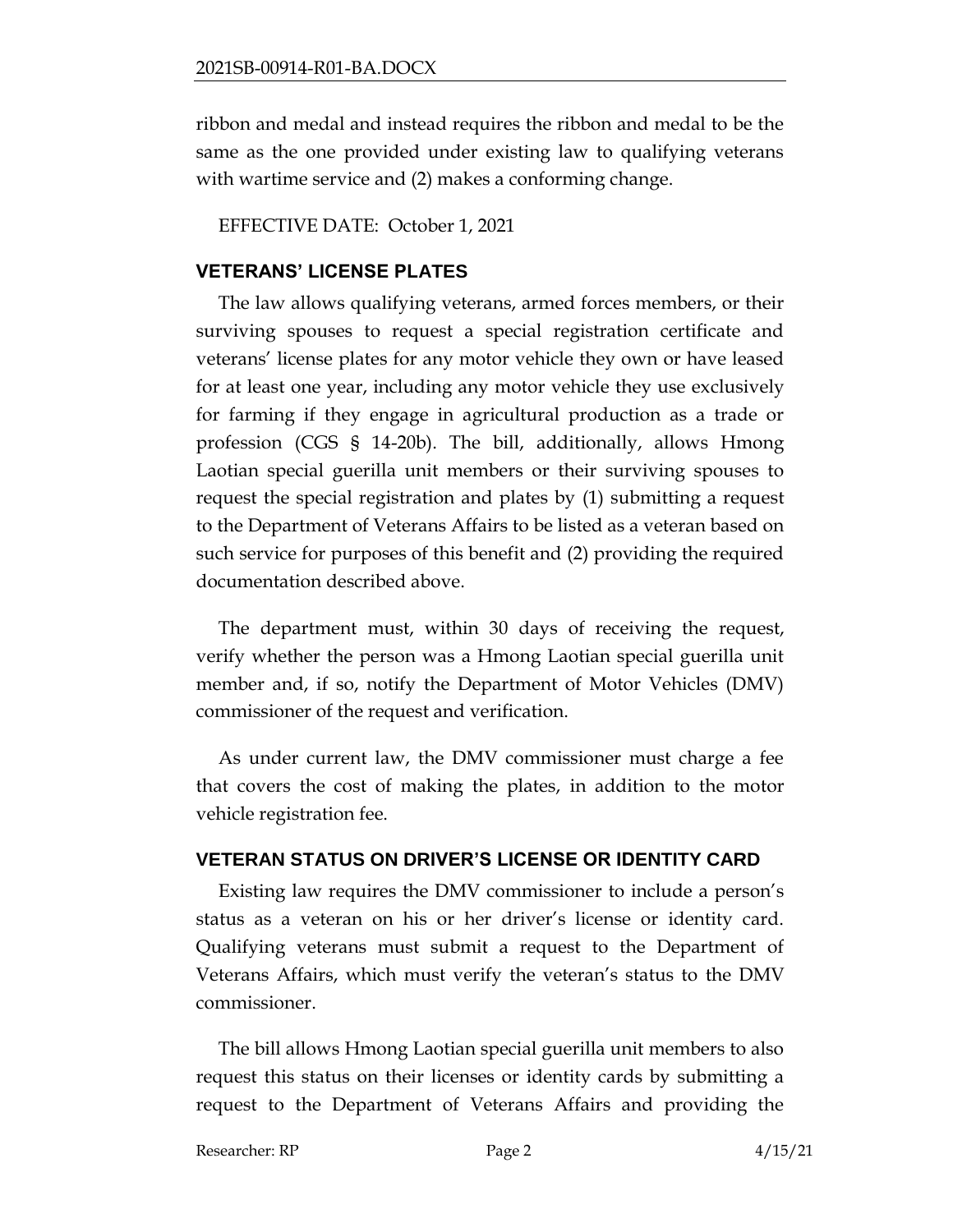ribbon and medal and instead requires the ribbon and medal to be the same as the one provided under existing law to qualifying veterans with wartime service and (2) makes a conforming change.

EFFECTIVE DATE: October 1, 2021

## VETERANS' LICENSE PLATES

The law allows qualifying veterans, armed forces members, or their surviving spouses to request a special registration certificate and veterans' license plates for any motor vehicle they own or have leased for at least one year, including any motor vehicle they use exclusively for farming if they engage in agricultural production as a trade or profession (CGS § 14-20b). The bill, additionally, allows Hmong Laotian special guerilla unit members or their surviving spouses to request the special registration and plates by (1) submitting a request to the Department of Veterans Affairs to be listed as a veteran based on such service for purposes of this benefit and (2) providing the required documentation described above.

The department must, within 30 days of receiving the request, verify whether the person was a Hmong Laotian special guerilla unit member and, if so, notify the Department of Motor Vehicles (DMV) commissioner of the request and verification.

As under current law, the DMV commissioner must charge a fee that covers the cost of making the plates, in addition to the motor vehicle registration fee.

## VETERAN STATUS ON DRIVER'S LICENSE OR IDENTITY CARD

Existing law requires the DMV commissioner to include a person's status as a veteran on his or her driver's license or identity card. Qualifying veterans must submit a request to the Department of Veterans Affairs, which must verify the veteran's status to the DMV commissioner.

The bill allows Hmong Laotian special guerilla unit members to also request this status on their licenses or identity cards by submitting a request to the Department of Veterans Affairs and providing the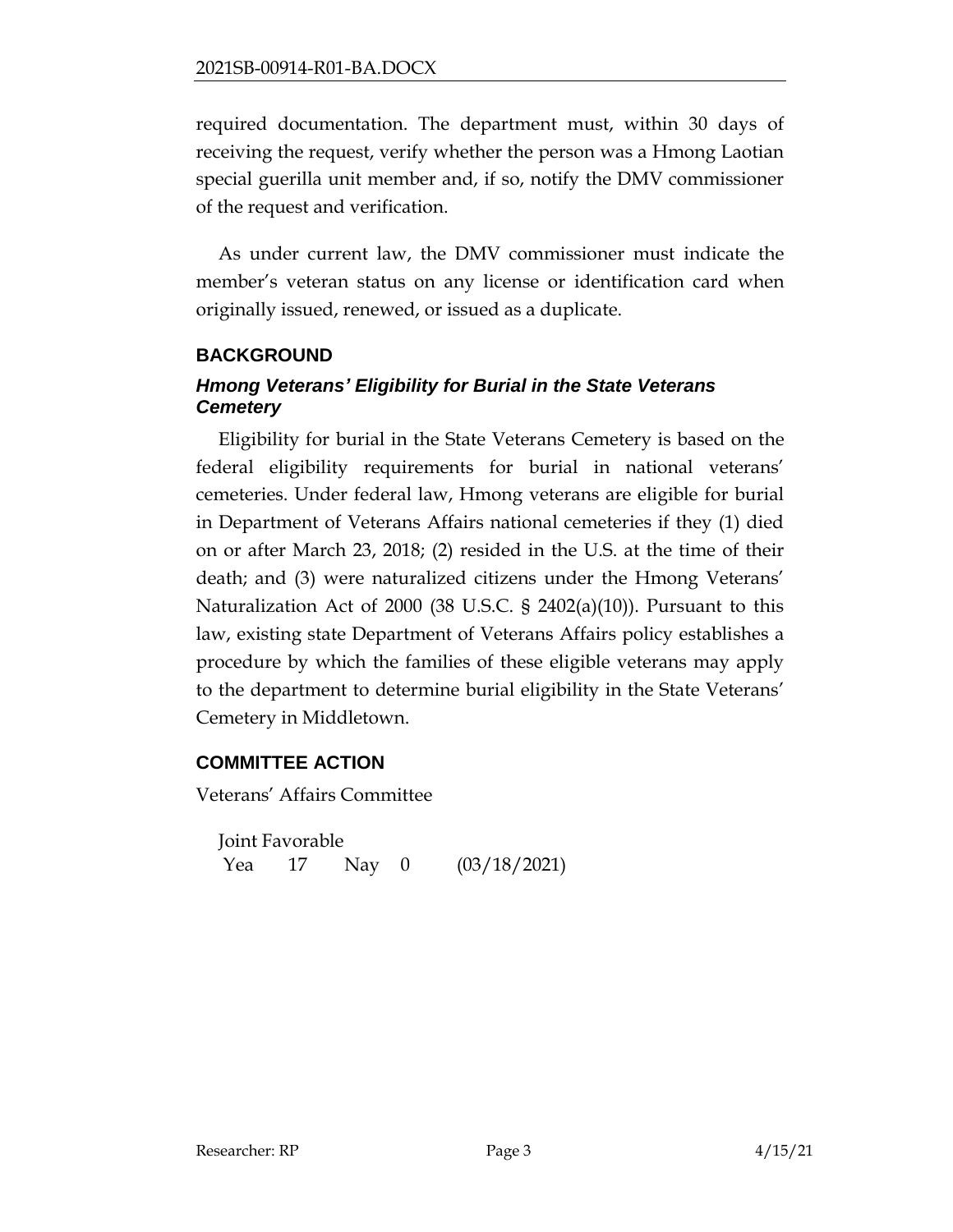required documentation. The department must, within 30 days of receiving the request, verify whether the person was a Hmong Laotian special guerilla unit member and, if so, notify the DMV commissioner of the request and verification.

As under current law, the DMV commissioner must indicate the member's veteran status on any license or identification card when originally issued, renewed, or issued as a duplicate.

## BACKGROUND

### *Hmong Veterans' Eligibility for Burial in the State Veterans Cemetery*

Eligibility for burial in the State Veterans Cemetery is based on the federal eligibility requirements for burial in national veterans' cemeteries. Under federal law, Hmong veterans are eligible for burial in Department of Veterans Affairs national cemeteries if they (1) died on or after March 23, 2018; (2) resided in the U.S. at the time of their death; and (3) were naturalized citizens under the Hmong Veterans' Naturalization Act of 2000 (38 U.S.C. § 2402(a)(10)). Pursuant to this law, existing state Department of Veterans Affairs policy establishes a procedure by which the families of these eligible veterans may apply to the department to determine burial eligibility in the State Veterans' Cemetery in Middletown.

## COMMITTEE ACTION

Veterans' Affairs Committee

Joint Favorable
Yea 17 Nay 0 (03/18/2021)